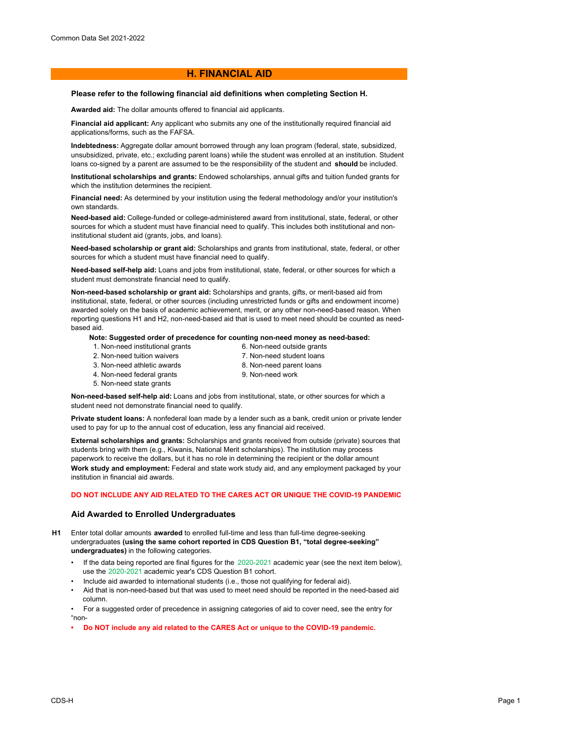## H. FINANCIAL AID

**Please refer to the following financial aid definitions when completing Section H.**

**Awarded aid:** The dollar amounts offered to financial aid applicants.

**Financial aid applicant:** Any applicant who submits any one of the institutionally required financial aid applications/forms, such as the FAFSA.

**Indebtedness:** Aggregate dollar amount borrowed through any loan program (federal, state, subsidized, unsubsidized, private, etc.; excluding parent loans) while the student was enrolled at an institution. Student loans co-signed by a parent are assumed to be the responsibility of the student and **should** be included.

**Institutional scholarships and grants:** Endowed scholarships, annual gifts and tuition funded grants for which the institution determines the recipient.

**Financial need:** As determined by your institution using the federal methodology and/or your institution's own standards.

**Need-based aid:** College-funded or college-administered award from institutional, state, federal, or other sources for which a student must have financial need to qualify. This includes both institutional and non-institutional student aid (grants, jobs, and loans).

**Need-based scholarship or grant aid:** Scholarships and grants from institutional, state, federal, or other sources for which a student must have financial need to qualify.

**Need-based self-help aid:** Loans and jobs from institutional, state, federal, or other sources for which a student must demonstrate financial need to qualify.

**Non-need-based scholarship or grant aid:** Scholarships and grants, gifts, or merit-based aid from institutional, state, federal, or other sources (including unrestricted funds or gifts and endowment income) awarded solely on the basis of academic achievement, merit, or any other non-need-based reason. When reporting questions H1 and H2, non-need-based aid that is used to meet need should be counted as need-based aid.

**Note: Suggested order of precedence for counting non-need money as need-based:**

1. Non-need institutional grants
2. Non-need tuition waivers
3. Non-need athletic awards
4. Non-need federal grants
5. Non-need state grants
6. Non-need outside grants
7. Non-need student loans
8. Non-need parent loans
9. Non-need work

**Non-need-based self-help aid:** Loans and jobs from institutional, state, or other sources for which a student need not demonstrate financial need to qualify.

**Private student loans:** A nonfederal loan made by a lender such as a bank, credit union or private lender used to pay for up to the annual cost of education, less any financial aid received.

**External scholarships and grants:** Scholarships and grants received from outside (private) sources that students bring with them (e.g., Kiwanis, National Merit scholarships). The institution may process paperwork to receive the dollars, but it has no role in determining the recipient or the dollar amount

**Work study and employment:** Federal and state work study aid, and any employment packaged by your institution in financial aid awards.

**DO NOT INCLUDE ANY AID RELATED TO THE CARES ACT OR UNIQUE THE COVID-19 PANDEMIC**

### Aid Awarded to Enrolled Undergraduates

**H1** Enter total dollar amounts **awarded** to enrolled full-time and less than full-time degree-seeking undergraduates **(using the same cohort reported in CDS Question B1, "total degree-seeking" undergraduates)** in the following categories.

- If the data being reported are final figures for the 2020-2021 academic year (see the next item below), use the 2020-2021 academic year's CDS Question B1 cohort.
- Include aid awarded to international students (i.e., those not qualifying for federal aid).
- Aid that is non-need-based but that was used to meet need should be reported in the need-based aid column.
- For a suggested order of precedence in assigning categories of aid to cover need, see the entry for "non-
- **Do NOT include any aid related to the CARES Act or unique to the COVID-19 pandemic.**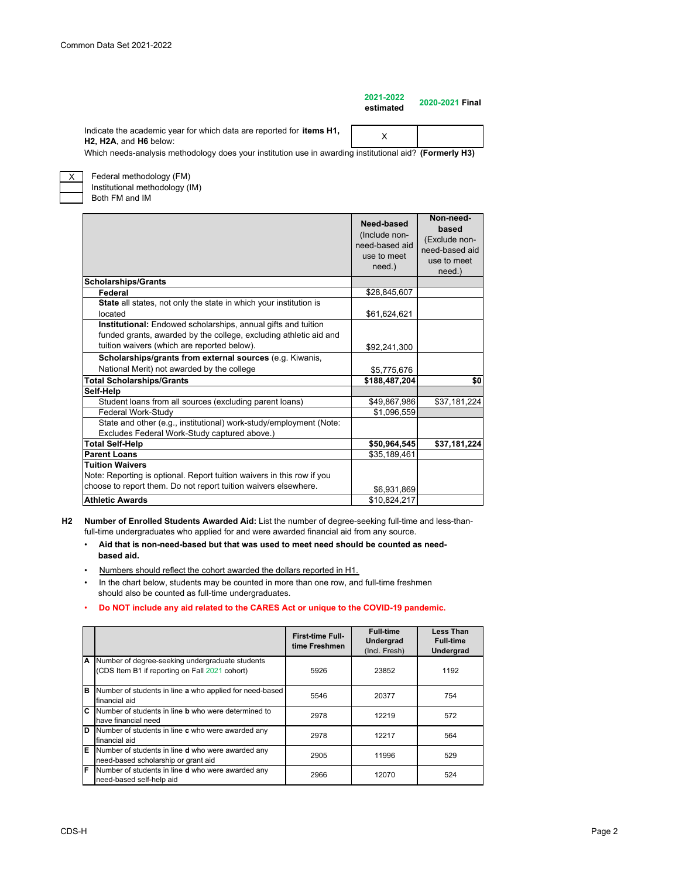Common Data Set 2021-2022

| | 2021-2022 estimated | 2020-2021 Final |
|---|---|---|
| Indicate the academic year for which data are reported for **items H1, H2, H2A**, and **H6** below: | X | |

Which needs-analysis methodology does your institution use in awarding institutional aid? **(Formerly H3)**

| | |
|---|---|
| X | Federal methodology (FM) |
| | Institutional methodology (IM) |
| | Both FM and IM |

| | **Need-based** (Include non-need-based aid use to meet need.) | **Non-need-based** (Exclude non-need-based aid use to meet need.) |
|---|---|---|
| **Scholarships/Grants** | | |
| **Federal** | $28,845,607 | |
| **State** all states, not only the state in which your institution is located | $61,624,621 | |
| **Institutional:** Endowed scholarships, annual gifts and tuition funded grants, awarded by the college, excluding athletic aid and tuition waivers (which are reported below). | $92,241,300 | |
| **Scholarships/grants from external sources** (e.g. Kiwanis, National Merit) not awarded by the college | $5,775,676 | |
| **Total Scholarships/Grants** | **$188,487,204** | **$0** |
| **Self-Help** | | |
| Student loans from all sources (excluding parent loans) | $49,867,986 | $37,181,224 |
| Federal Work-Study | $1,096,559 | |
| State and other (e.g., institutional) work-study/employment (Note: Excludes Federal Work-Study captured above.) | | |
| **Total Self-Help** | **$50,964,545** | **$37,181,224** |
| **Parent Loans** | $35,189,461 | |
| **Tuition Waivers** Note: Reporting is optional. Report tuition waivers in this row if you choose to report them. Do not report tuition waivers elsewhere. | $6,931,869 | |
| **Athletic Awards** | $10,824,217 | |

**H2 Number of Enrolled Students Awarded Aid:** List the number of degree-seeking full-time and less-than-full-time undergraduates who applied for and were awarded financial aid from any source.

- **Aid that is non-need-based but that was used to meet need should be counted as need-based aid.**
- Numbers should reflect the cohort awarded the dollars reported in H1.
- In the chart below, students may be counted in more than one row, and full-time freshmen should also be counted as full-time undergraduates.
- **Do NOT include any aid related to the CARES Act or unique to the COVID-19 pandemic.**

| | | First-time Full-time Freshmen | Full-time Undergrad (Incl. Fresh) | Less Than Full-time Undergrad |
|---|---|---|---|---|
| A | Number of degree-seeking undergraduate students (CDS Item B1 if reporting on Fall 2021 cohort) | 5926 | 23852 | 1192 |
| B | Number of students in line **a** who applied for need-based financial aid | 5546 | 20377 | 754 |
| C | Number of students in line **b** who were determined to have financial need | 2978 | 12219 | 572 |
| D | Number of students in line **c** who were awarded any financial aid | 2978 | 12217 | 564 |
| E | Number of students in line **d** who were awarded any need-based scholarship or grant aid | 2905 | 11996 | 529 |
| F | Number of students in line **d** who were awarded any need-based self-help aid | 2966 | 12070 | 524 |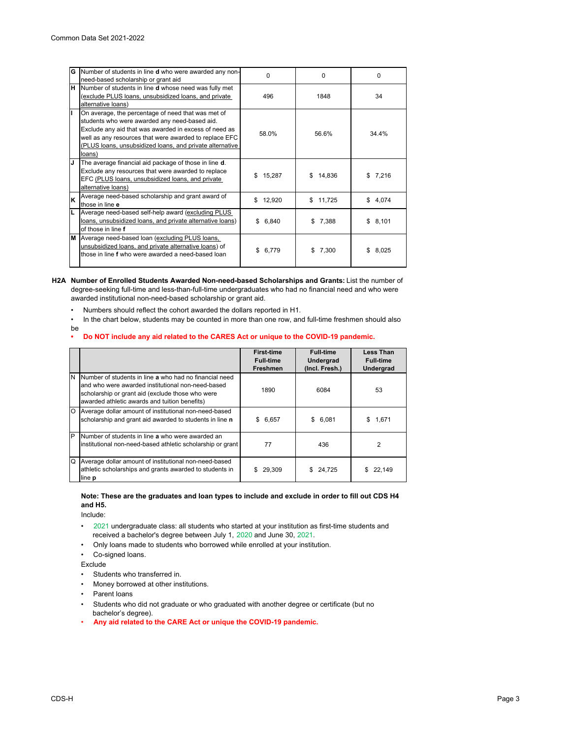| | | | | |
|---|---|---|---|---|
| G | Number of students in line **d** who were awarded any non-need-based scholarship or grant aid | 0 | 0 | 0 |
| H | Number of students in line **d** whose need was fully met (exclude PLUS loans, unsubsidized loans, and private alternative loans) | 496 | 1848 | 34 |
| I | On average, the percentage of need that was met of students who were awarded any need-based aid. Exclude any aid that was awarded in excess of need as well as any resources that were awarded to replace EFC (PLUS loans, unsubsidized loans, and private alternative loans) | 58.0% | 56.6% | 34.4% |
| J | The average financial aid package of those in line **d**. Exclude any resources that were awarded to replace EFC (PLUS loans, unsubsidized loans, and private alternative loans) | $ 15,287 | $ 14,836 | $ 7,216 |
| K | Average need-based scholarship and grant award of those in line **e** | $ 12,920 | $ 11,725 | $ 4,074 |
| L | Average need-based self-help award (excluding PLUS loans, unsubsidized loans, and private alternative loans) of those in line **f** | $ 6,840 | $ 7,388 | $ 8,101 |
| M | Average need-based loan (excluding PLUS loans, unsubsidized loans, and private alternative loans) of those in line **f** who were awarded a need-based loan | $ 6,779 | $ 7,300 | $ 8,025 |

**H2A Number of Enrolled Students Awarded Non-need-based Scholarships and Grants:** List the number of degree-seeking full-time and less-than-full-time undergraduates who had no financial need and who were awarded institutional non-need-based scholarship or grant aid.

- Numbers should reflect the cohort awarded the dollars reported in H1.
- In the chart below, students may be counted in more than one row, and full-time freshmen should also be
- **Do NOT include any aid related to the CARES Act or unique to the COVID-19 pandemic.**

| | | First-time Full-time Freshmen | Full-time Undergrad (Incl. Fresh.) | Less Than Full-time Undergrad |
|---|---|---|---|---|
| N | Number of students in line **a** who had no financial need and who were awarded institutional non-need-based scholarship or grant aid (exclude those who were awarded athletic awards and tuition benefits) | 1890 | 6084 | 53 |
| O | Average dollar amount of institutional non-need-based scholarship and grant aid awarded to students in line **n** | $ 6,657 | $ 6,081 | $ 1,671 |
| P | Number of students in line **a** who were awarded an institutional non-need-based athletic scholarship or grant | 77 | 436 | 2 |
| Q | Average dollar amount of institutional non-need-based athletic scholarships and grants awarded to students in line **p** | $ 29,309 | $ 24,725 | $ 22,149 |

**Note: These are the graduates and loan types to include and exclude in order to fill out CDS H4 and H5.**

Include:

- 2021 undergraduate class: all students who started at your institution as first-time students and received a bachelor's degree between July 1, 2020 and June 30, 2021.
- Only loans made to students who borrowed while enrolled at your institution.
- Co-signed loans.

Exclude

- Students who transferred in.
- Money borrowed at other institutions.
- Parent loans
- Students who did not graduate or who graduated with another degree or certificate (but no bachelor's degree).
- **Any aid related to the CARE Act or unique the COVID-19 pandemic.**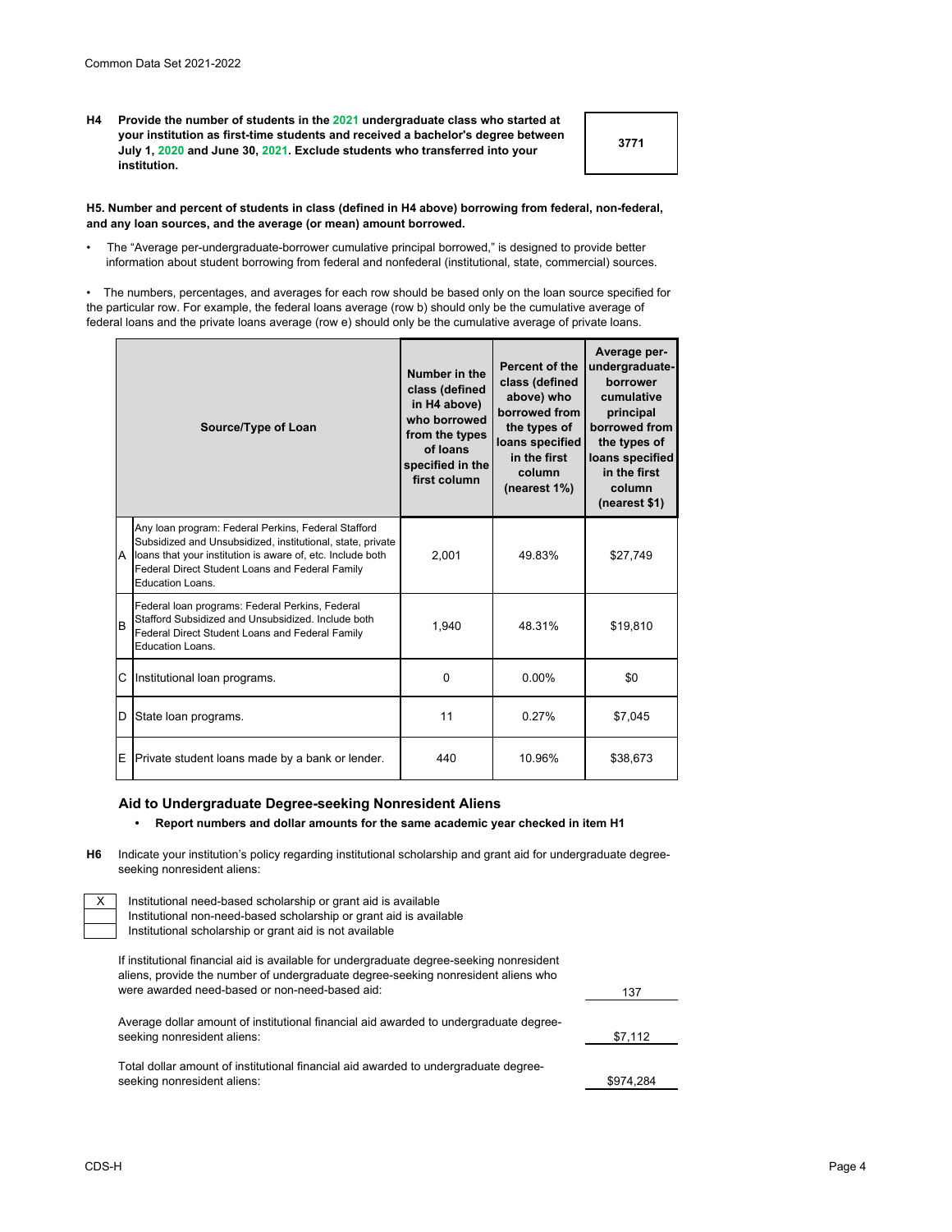**H4** **Provide the number of students in the 2021 undergraduate class who started at your institution as first-time students and received a bachelor's degree between July 1, 2020 and June 30, 2021. Exclude students who transferred into your institution.**

**3771**

**H5. Number and percent of students in class (defined in H4 above) borrowing from federal, non-federal, and any loan sources, and the average (or mean) amount borrowed.**

- The "Average per-undergraduate-borrower cumulative principal borrowed," is designed to provide better information about student borrowing from federal and nonfederal (institutional, state, commercial) sources.

- The numbers, percentages, and averages for each row should be based only on the loan source specified for the particular row. For example, the federal loans average (row b) should only be the cumulative average of federal loans and the private loans average (row e) should only be the cumulative average of private loans.

| | Source/Type of Loan | Number in the class (defined in H4 above) who borrowed from the types of loans specified in the first column | Percent of the class (defined above) who borrowed from the types of loans specified in the first column (nearest 1%) | Average per-undergraduate-borrower cumulative principal borrowed from the types of loans specified in the first column (nearest $1) |
|---|---|---|---|---|
| A | Any loan program: Federal Perkins, Federal Stafford Subsidized and Unsubsidized, institutional, state, private loans that your institution is aware of, etc. Include both Federal Direct Student Loans and Federal Family Education Loans. | 2,001 | 49.83% | $27,749 |
| B | Federal loan programs: Federal Perkins, Federal Stafford Subsidized and Unsubsidized. Include both Federal Direct Student Loans and Federal Family Education Loans. | 1,940 | 48.31% | $19,810 |
| C | Institutional loan programs. | 0 | 0.00% | $0 |
| D | State loan programs. | 11 | 0.27% | $7,045 |
| E | Private student loans made by a bank or lender. | 440 | 10.96% | $38,673 |

### Aid to Undergraduate Degree-seeking Nonresident Aliens

- **Report numbers and dollar amounts for the same academic year checked in item H1**

**H6** Indicate your institution's policy regarding institutional scholarship and grant aid for undergraduate degree-seeking nonresident aliens:

| | |
|---|---|
| X | Institutional need-based scholarship or grant aid is available |
| | Institutional non-need-based scholarship or grant aid is available |
| | Institutional scholarship or grant aid is not available |

| | |
|---|---|
| If institutional financial aid is available for undergraduate degree-seeking nonresident aliens, provide the number of undergraduate degree-seeking nonresident aliens who were awarded need-based or non-need-based aid: | 137 |
| Average dollar amount of institutional financial aid awarded to undergraduate degree-seeking nonresident aliens: | $7,112 |
| Total dollar amount of institutional financial aid awarded to undergraduate degree-seeking nonresident aliens: | $974,284 |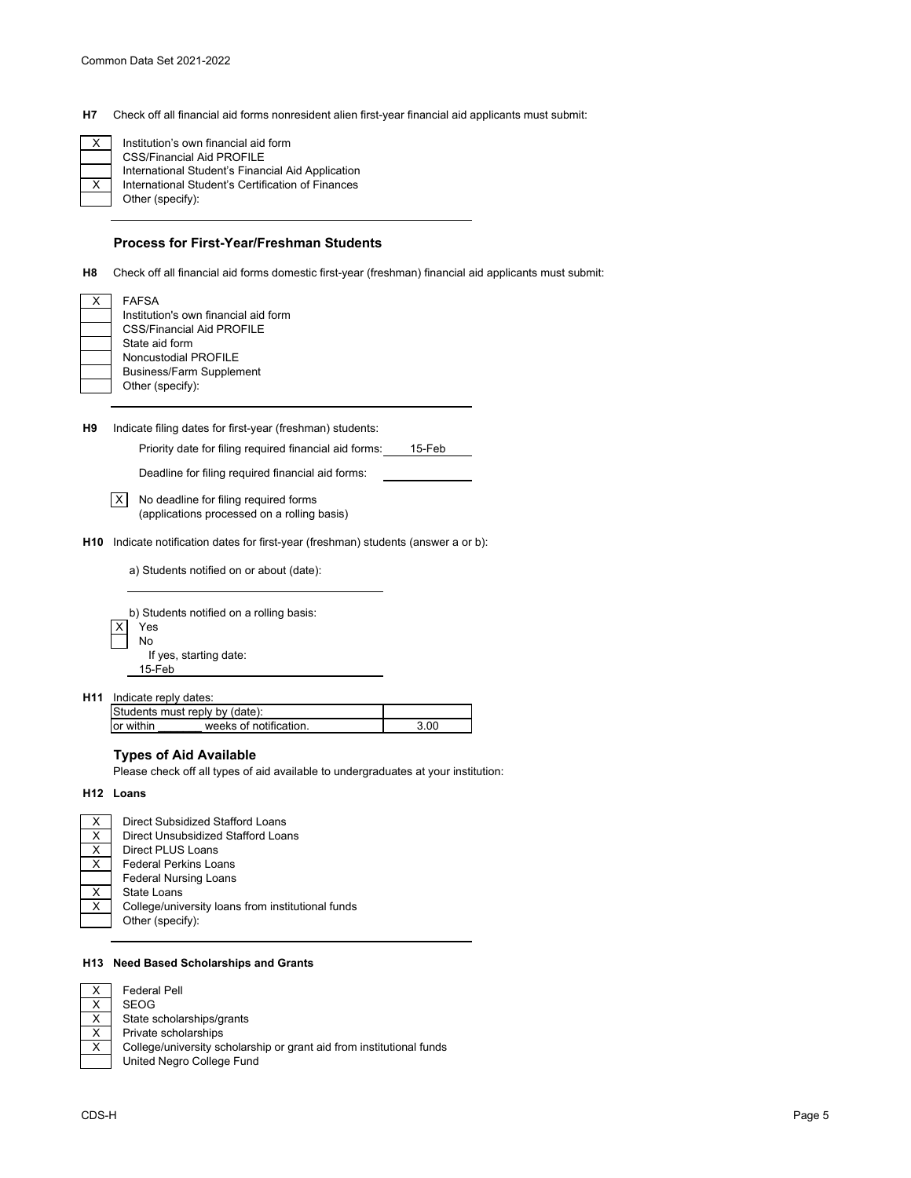**H7** Check off all financial aid forms nonresident alien first-year financial aid applicants must submit:

- [X] Institution's own financial aid form
- [ ] CSS/Financial Aid PROFILE
- [ ] International Student's Financial Aid Application
- [X] International Student's Certification of Finances
- [ ] Other (specify):

### Process for First-Year/Freshman Students

**H8** Check off all financial aid forms domestic first-year (freshman) financial aid applicants must submit:

- [X] FAFSA
- [ ] Institution's own financial aid form
- [ ] CSS/Financial Aid PROFILE
- [ ] State aid form
- [ ] Noncustodial PROFILE
- [ ] Business/Farm Supplement
- [ ] Other (specify):

**H9** Indicate filing dates for first-year (freshman) students:

Priority date for filing required financial aid forms: 15-Feb

Deadline for filing required financial aid forms:

- [X] No deadline for filing required forms (applications processed on a rolling basis)

**H10** Indicate notification dates for first-year (freshman) students (answer a or b):

a) Students notified on or about (date):

b) Students notified on a rolling basis:

- [X] Yes
- [ ] No

If yes, starting date:
15-Feb

**H11** Indicate reply dates:

| Students must reply by (date): | |
|---|---|
| or within _______ weeks of notification. | 3.00 |

### Types of Aid Available

Please check off all types of aid available to undergraduates at your institution:

**H12 Loans**

- [X] Direct Subsidized Stafford Loans
- [X] Direct Unsubsidized Stafford Loans
- [X] Direct PLUS Loans
- [X] Federal Perkins Loans
- [ ] Federal Nursing Loans
- [X] State Loans
- [X] College/university loans from institutional funds
- [ ] Other (specify):

**H13 Need Based Scholarships and Grants**

- [X] Federal Pell
- [X] SEOG
- [X] State scholarships/grants
- [X] Private scholarships
- [X] College/university scholarship or grant aid from institutional funds
- [ ] United Negro College Fund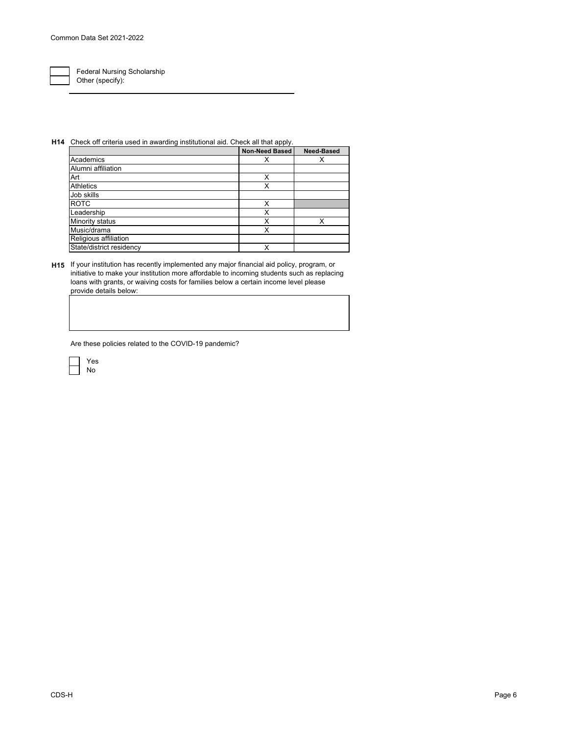☐ Federal Nursing Scholarship
☐ Other (specify):

**H14** Check off criteria used in awarding institutional aid. Check all that apply.

| | Non-Need Based | Need-Based |
|---|---|---|
| Academics | X | X |
| Alumni affiliation | | |
| Art | X | |
| Athletics | X | |
| Job skills | | |
| ROTC | X | |
| Leadership | X | |
| Minority status | X | X |
| Music/drama | X | |
| Religious affiliation | | |
| State/district residency | X | |

**H15** If your institution has recently implemented any major financial aid policy, program, or initiative to make your institution more affordable to incoming students such as replacing loans with grants, or waiving costs for families below a certain income level please provide details below:

Are these policies related to the COVID-19 pandemic?

☐ Yes
☐ No